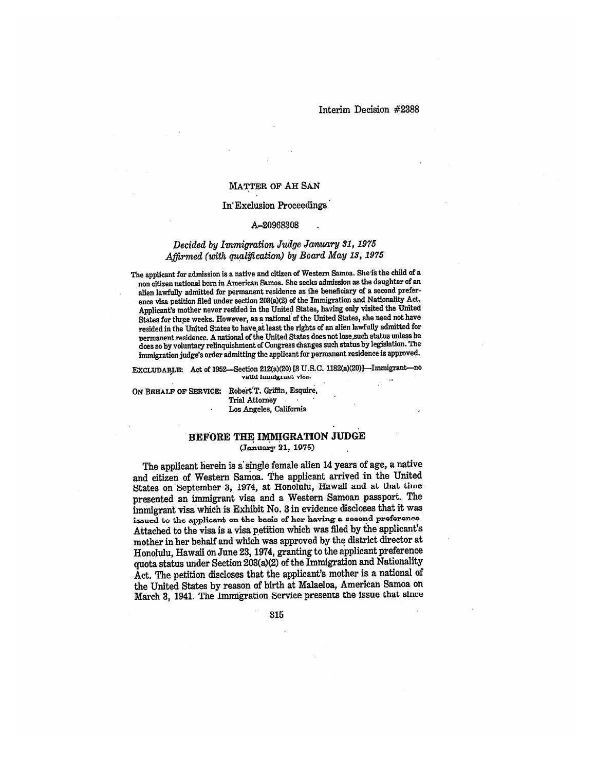# MATTER OF AH SAN

## In Exclusion Proceedings

A-20968308

*Decided by Immigration Judge January 31, 1975*
*Affirmed (with qualification) by Board May 13, 1975*

The applicant for admission is a native and citizen of Western Samoa. She is the child of a non citizen national born in American Samoa. She seeks admission as the daughter of an alien lawfully admitted for permanent residence as the beneficiary of a second preference visa petition filed under section 203(a)(2) of the Immigration and Nationality Act. Applicant's mother never resided in the United States, having only visited the United States for three weeks. However, as a national of the United States, she need not have resided in the United States to have at least the rights of an alien lawfully admitted for permanent residence. A national of the United States does not lose such status unless he does so by voluntary relinquishment of Congress changes such status by legislation. The immigration judge's order admitting the applicant for permanent residence is approved.

EXCLUDABLE: Act of 1952—Section 212(a)(20) [8 U.S.C. 1182(a)(20)]—Immigrant—no valid immigrant visa.

ON BEHALF OF SERVICE: Robert T. Griffin, Esquire, Trial Attorney, Los Angeles, California

## BEFORE THE IMMIGRATION JUDGE
(January 31, 1975)

The applicant herein is a single female alien 14 years of age, a native and citizen of Western Samoa. The applicant arrived in the United States on September 3, 1974, at Honolulu, Hawaii and at that time presented an immigrant visa and a Western Samoan passport. The immigrant visa which is Exhibit No. 3 in evidence discloses that it was issued to the applicant on the basis of her having a second preference. Attached to the visa is a visa petition which was filed by the applicant's mother in her behalf and which was approved by the district director at Honolulu, Hawaii on June 23, 1974, granting to the applicant preference quota status under Section 203(a)(2) of the Immigration and Nationality Act. The petition discloses that the applicant's mother is a national of the United States by reason of birth at Malaeloa, American Samoa on March 3, 1941. The Immigration Service presents the issue that since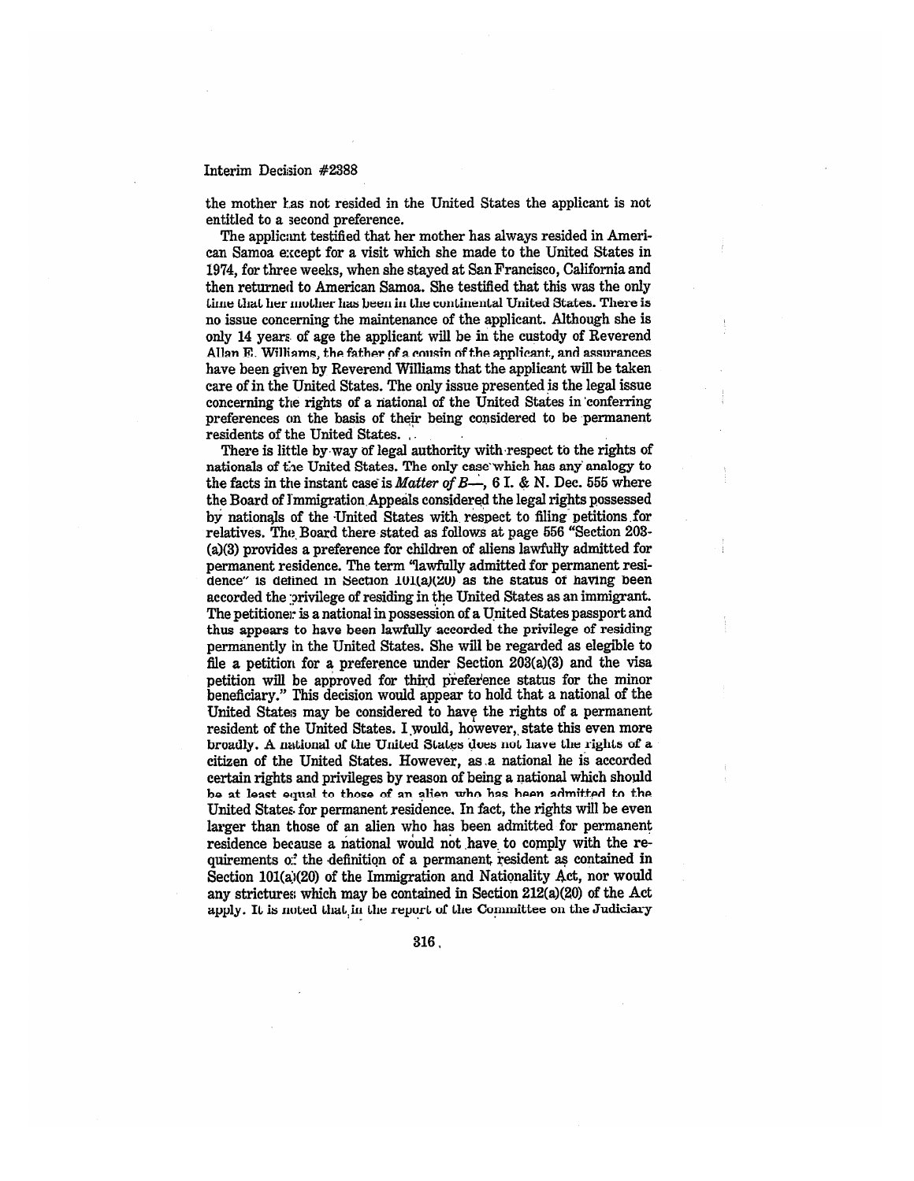the mother has not resided in the United States the applicant is not entitled to a second preference.

The applicant testified that her mother has always resided in American Samoa except for a visit which she made to the United States in 1974, for three weeks, when she stayed at San Francisco, California and then returned to American Samoa. She testified that this was the only time that her mother has been in the continental United States. There is no issue concerning the maintenance of the applicant. Although she is only 14 years of age the applicant will be in the custody of Reverend Allan E. Williams, the father of a cousin of the applicant, and assurances have been given by Reverend Williams that the applicant will be taken care of in the United States. The only issue presented is the legal issue concerning the rights of a national of the United States in conferring preferences on the basis of their being considered to be permanent residents of the United States.

There is little by way of legal authority with respect to the rights of nationals of the United States. The only case which has any analogy to the facts in the instant case is *Matter of B—*, 6 I. & N. Dec. 555 where the Board of Immigration Appeals considered the legal rights possessed by nationals of the United States with respect to filing petitions for relatives. The Board there stated as follows at page 556 "Section 203(a)(3) provides a preference for children of aliens lawfully admitted for permanent residence. The term "lawfully admitted for permanent residence" is defined in Section 101(a)(20) as the status of having been accorded the privilege of residing in the United States as an immigrant. The petitioner is a national in possession of a United States passport and thus appears to have been lawfully accorded the privilege of residing permanently in the United States. She will be regarded as elegible to file a petition for a preference under Section 203(a)(3) and the visa petition will be approved for third preference status for the minor beneficiary." This decision would appear to hold that a national of the United States may be considered to have the rights of a permanent resident of the United States. I would, however, state this even more broadly. A national of the United States does not have the rights of a citizen of the United States. However, as a national he is accorded certain rights and privileges by reason of being a national which should be at least equal to those of an alien who has been admitted to the United States for permanent residence. In fact, the rights will be even larger than those of an alien who has been admitted for permanent residence because a national would not have to comply with the requirements of the definition of a permanent resident as contained in Section 101(a)(20) of the Immigration and Nationality Act, nor would any strictures which may be contained in Section 212(a)(20) of the Act apply. It is noted that in the report of the Committee on the Judiciary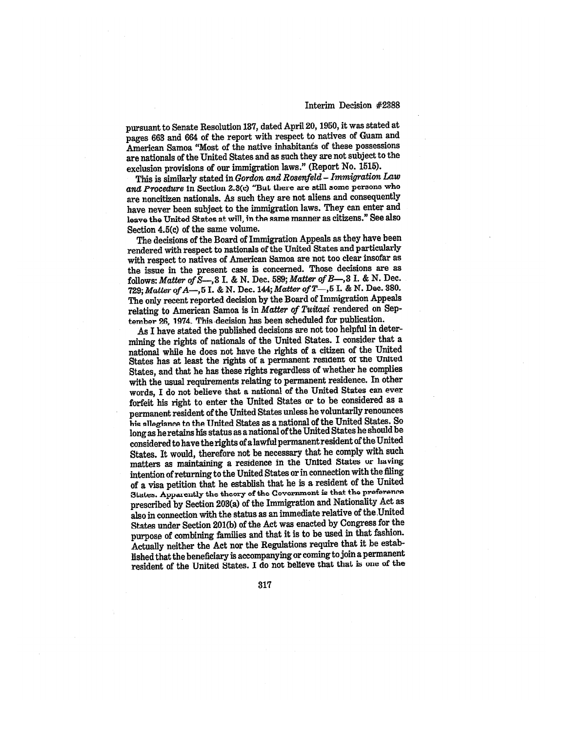pursuant to Senate Resolution 137, dated April 20, 1950, it was stated at pages 663 and 664 of the report with respect to natives of Guam and American Samoa "Most of the native inhabitants of these possessions are nationals of the United States and as such they are not subject to the exclusion provisions of our immigration laws." (Report No. 1515).

This is similarly stated in *Gordon and Rosenfeld – Immigration Law and Procedure* in Section 2.3(c) "But there are still some persons who are noncitizen nationals. As such they are not aliens and consequently have never been subject to the immigration laws. They can enter and leave the United States at will, in the same manner as citizens." See also Section 4.5(c) of the same volume.

The decisions of the Board of Immigration Appeals as they have been rendered with respect to nationals of the United States and particularly with respect to natives of American Samoa are not too clear insofar as the issue in the present case is concerned. Those decisions are as follows: *Matter of S—*, 3 I. & N. Dec. 589; *Matter of B—*, 3 I. & N. Dec. 729; *Matter of A—*, 5 I. & N. Dec. 144; *Matter of T—*, 5 I. & N. Dec. 380. The only recent reported decision by the Board of Immigration Appeals relating to American Samoa is in *Matter of Tuitasi* rendered on September 26, 1974. This decision has been scheduled for publication.

As I have stated the published decisions are not too helpful in determining the rights of nationals of the United States. I consider that a national while he does not have the rights of a citizen of the United States has at least the rights of a permanent resident of the United States, and that he has these rights regardless of whether he complies with the usual requirements relating to permanent residence. In other words, I do not believe that a national of the United States can ever forfeit his right to enter the United States or to be considered as a permanent resident of the United States unless he voluntarily renounces his allegiance to the United States as a national of the United States. So long as he retains his status as a national of the United States he should be considered to have the rights of a lawful permanent resident of the United States. It would, therefore not be necessary that he comply with such matters as maintaining a residence in the United States or having intention of returning to the United States or in connection with the filing of a visa petition that he establish that he is a resident of the United States. Apparently the theory of the Government is that the preference prescribed by Section 203(a) of the Immigration and Nationality Act as also in connection with the status as an immediate relative of the United States under Section 201(b) of the Act was enacted by Congress for the purpose of combining families and that it is to be used in that fashion. Actually neither the Act nor the Regulations require that it be established that the beneficiary is accompanying or coming to join a permanent resident of the United States. I do not believe that that is one of the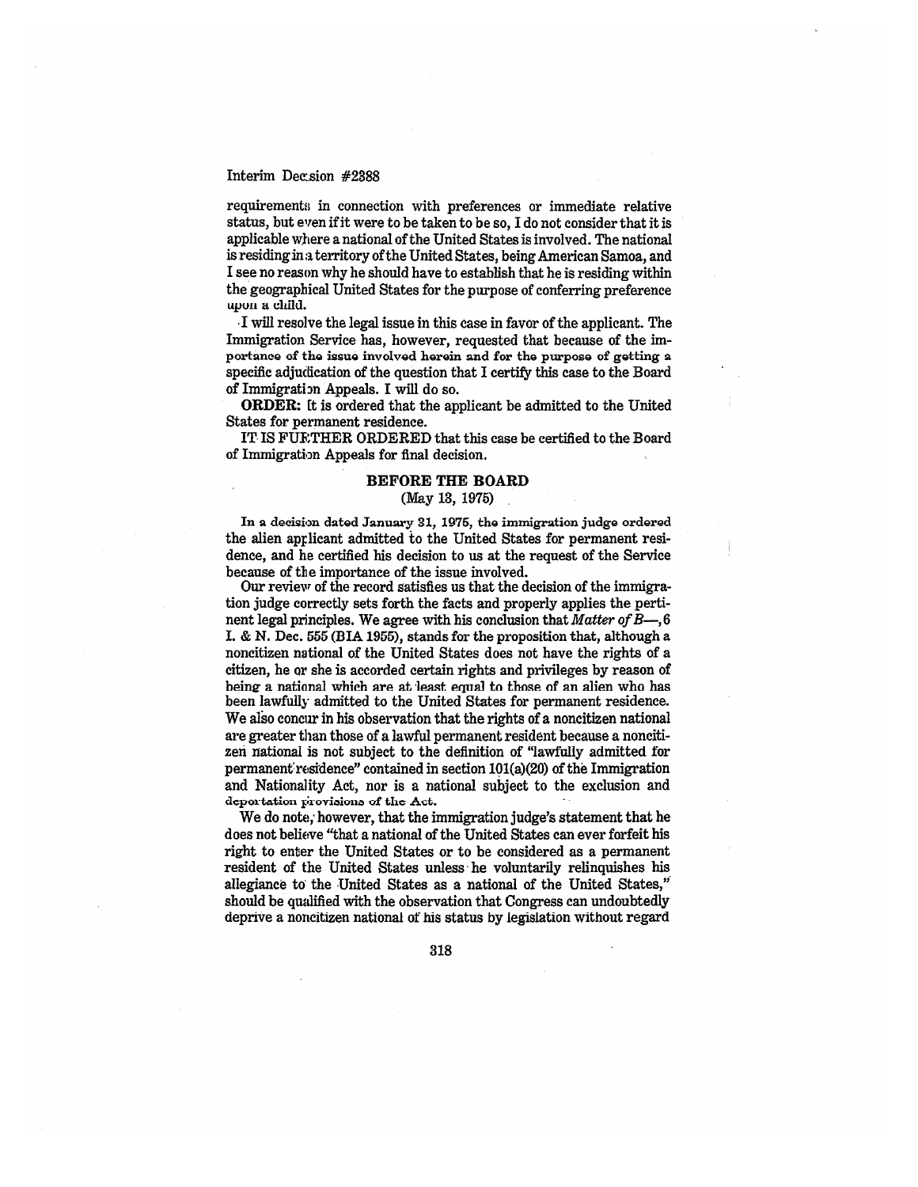requirements in connection with preferences or immediate relative status, but even if it were to be taken to be so, I do not consider that it is applicable where a national of the United States is involved. The national is residing in a territory of the United States, being American Samoa, and I see no reason why he should have to establish that he is residing within the geographical United States for the purpose of conferring preference upon a child.

I will resolve the legal issue in this case in favor of the applicant. The Immigration Service has, however, requested that because of the importance of the issue involved herein and for the purpose of getting a specific adjudication of the question that I certify this case to the Board of Immigration Appeals. I will do so.

**ORDER:** It is ordered that the applicant be admitted to the United States for permanent residence.

IT IS FURTHER ORDERED that this case be certified to the Board of Immigration Appeals for final decision.

## BEFORE THE BOARD

(May 13, 1975)

In a decision dated January 31, 1975, the immigration judge ordered the alien applicant admitted to the United States for permanent residence, and he certified his decision to us at the request of the Service because of the importance of the issue involved.

Our review of the record satisfies us that the decision of the immigration judge correctly sets forth the facts and properly applies the pertinent legal principles. We agree with his conclusion that *Matter of B—*, 6 I. & N. Dec. 555 (BIA 1955), stands for the proposition that, although a noncitizen national of the United States does not have the rights of a citizen, he or she is accorded certain rights and privileges by reason of being a national which are at least equal to those of an alien who has been lawfully admitted to the United States for permanent residence. We also concur in his observation that the rights of a noncitizen national are greater than those of a lawful permanent resident because a noncitizen national is not subject to the definition of "lawfully admitted for permanent residence" contained in section 101(a)(20) of the Immigration and Nationality Act, nor is a national subject to the exclusion and deportation provisions of the Act.

We do note, however, that the immigration judge's statement that he does not believe "that a national of the United States can ever forfeit his right to enter the United States or to be considered as a permanent resident of the United States unless he voluntarily relinquishes his allegiance to the United States as a national of the United States," should be qualified with the observation that Congress can undoubtedly deprive a noncitizen national of his status by legislation without regard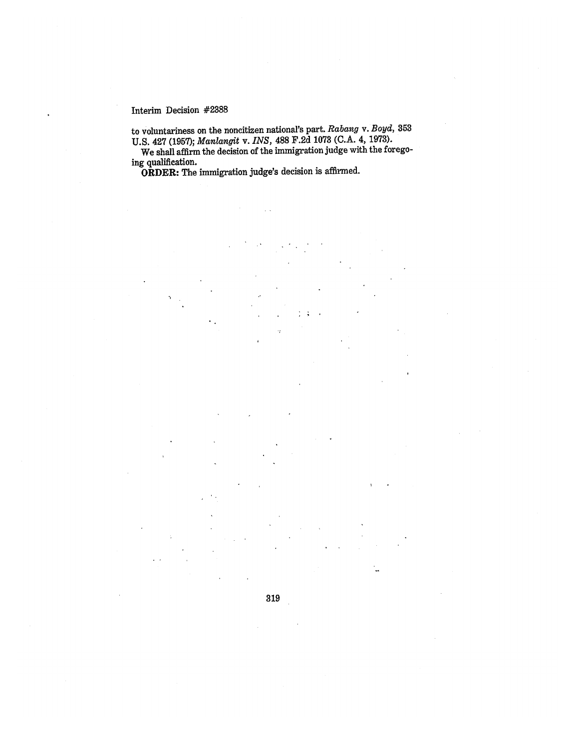to voluntariness on the noncitizen national's part. *Rabang* v. *Boyd*, 353 U.S. 427 (1957); *Manlangit* v. *INS*, 488 F.2d 1073 (C.A. 4, 1973).

We shall affirm the decision of the immigration judge with the foregoing qualification.

**ORDER:** The immigration judge's decision is affirmed.